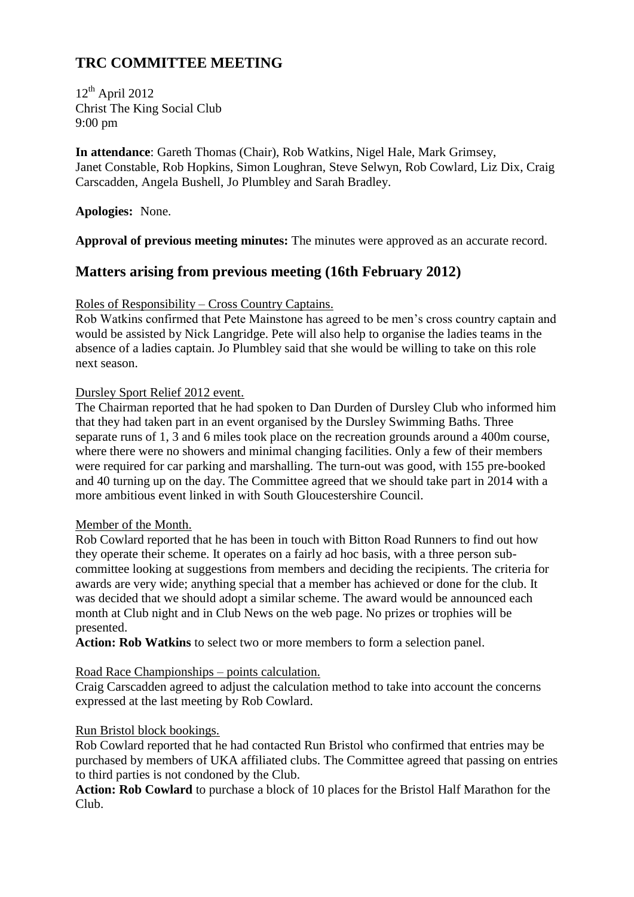# TRC COMMITTEE MEETING

12th April 2012
Christ The King Social Club
9:00 pm

**In attendance**: Gareth Thomas (Chair), Rob Watkins, Nigel Hale, Mark Grimsey, Janet Constable, Rob Hopkins, Simon Loughran, Steve Selwyn, Rob Cowlard, Liz Dix, Craig Carscadden, Angela Bushell, Jo Plumbley and Sarah Bradley.

**Apologies:** None.

**Approval of previous meeting minutes:** The minutes were approved as an accurate record.

## Matters arising from previous meeting (16th February 2012)

Roles of Responsibility – Cross Country Captains.

Rob Watkins confirmed that Pete Mainstone has agreed to be men's cross country captain and would be assisted by Nick Langridge. Pete will also help to organise the ladies teams in the absence of a ladies captain. Jo Plumbley said that she would be willing to take on this role next season.

Dursley Sport Relief 2012 event.

The Chairman reported that he had spoken to Dan Durden of Dursley Club who informed him that they had taken part in an event organised by the Dursley Swimming Baths. Three separate runs of 1, 3 and 6 miles took place on the recreation grounds around a 400m course, where there were no showers and minimal changing facilities. Only a few of their members were required for car parking and marshalling. The turn-out was good, with 155 pre-booked and 40 turning up on the day. The Committee agreed that we should take part in 2014 with a more ambitious event linked in with South Gloucestershire Council.

Member of the Month.

Rob Cowlard reported that he has been in touch with Bitton Road Runners to find out how they operate their scheme. It operates on a fairly ad hoc basis, with a three person sub-committee looking at suggestions from members and deciding the recipients. The criteria for awards are very wide; anything special that a member has achieved or done for the club. It was decided that we should adopt a similar scheme. The award would be announced each month at Club night and in Club News on the web page. No prizes or trophies will be presented.

**Action: Rob Watkins** to select two or more members to form a selection panel.

Road Race Championships – points calculation.

Craig Carscadden agreed to adjust the calculation method to take into account the concerns expressed at the last meeting by Rob Cowlard.

Run Bristol block bookings.

Rob Cowlard reported that he had contacted Run Bristol who confirmed that entries may be purchased by members of UKA affiliated clubs. The Committee agreed that passing on entries to third parties is not condoned by the Club.

**Action: Rob Cowlard** to purchase a block of 10 places for the Bristol Half Marathon for the Club.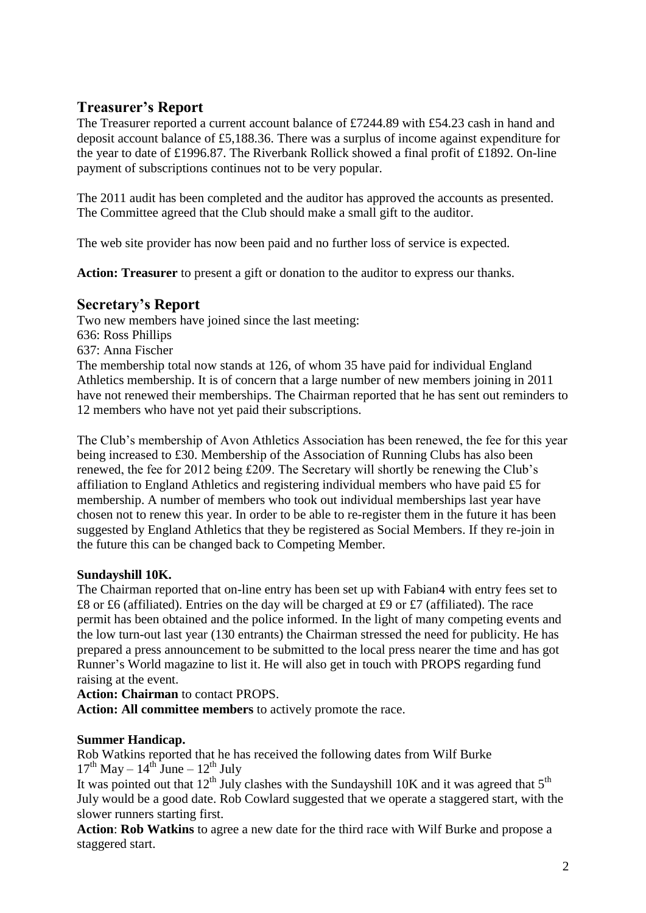## Treasurer's Report

The Treasurer reported a current account balance of £7244.89 with £54.23 cash in hand and deposit account balance of £5,188.36. There was a surplus of income against expenditure for the year to date of £1996.87. The Riverbank Rollick showed a final profit of £1892. On-line payment of subscriptions continues not to be very popular.

The 2011 audit has been completed and the auditor has approved the accounts as presented. The Committee agreed that the Club should make a small gift to the auditor.

The web site provider has now been paid and no further loss of service is expected.

**Action: Treasurer** to present a gift or donation to the auditor to express our thanks.

## Secretary's Report

Two new members have joined since the last meeting:
636: Ross Phillips
637: Anna Fischer
The membership total now stands at 126, of whom 35 have paid for individual England Athletics membership. It is of concern that a large number of new members joining in 2011 have not renewed their memberships. The Chairman reported that he has sent out reminders to 12 members who have not yet paid their subscriptions.

The Club's membership of Avon Athletics Association has been renewed, the fee for this year being increased to £30. Membership of the Association of Running Clubs has also been renewed, the fee for 2012 being £209. The Secretary will shortly be renewing the Club's affiliation to England Athletics and registering individual members who have paid £5 for membership. A number of members who took out individual memberships last year have chosen not to renew this year. In order to be able to re-register them in the future it has been suggested by England Athletics that they be registered as Social Members. If they re-join in the future this can be changed back to Competing Member.

**Sundayshill 10K.**

The Chairman reported that on-line entry has been set up with Fabian4 with entry fees set to £8 or £6 (affiliated). Entries on the day will be charged at £9 or £7 (affiliated). The race permit has been obtained and the police informed. In the light of many competing events and the low turn-out last year (130 entrants) the Chairman stressed the need for publicity. He has prepared a press announcement to be submitted to the local press nearer the time and has got Runner's World magazine to list it. He will also get in touch with PROPS regarding fund raising at the event.

**Action: Chairman** to contact PROPS.

**Action: All committee members** to actively promote the race.

**Summer Handicap.**

Rob Watkins reported that he has received the following dates from Wilf Burke
17th May – 14th June – 12th July
It was pointed out that 12th July clashes with the Sundayshill 10K and it was agreed that 5th July would be a good date. Rob Cowlard suggested that we operate a staggered start, with the slower runners starting first.

**Action**: **Rob Watkins** to agree a new date for the third race with Wilf Burke and propose a staggered start.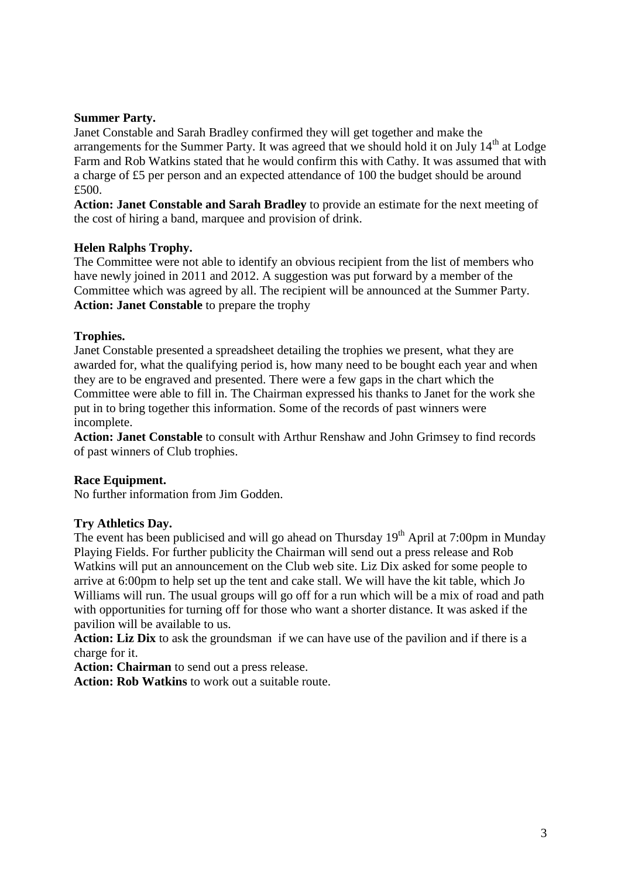**Summer Party.**

Janet Constable and Sarah Bradley confirmed they will get together and make the arrangements for the Summer Party. It was agreed that we should hold it on July 14th at Lodge Farm and Rob Watkins stated that he would confirm this with Cathy. It was assumed that with a charge of £5 per person and an expected attendance of 100 the budget should be around £500.

**Action: Janet Constable and Sarah Bradley** to provide an estimate for the next meeting of the cost of hiring a band, marquee and provision of drink.

**Helen Ralphs Trophy.**

The Committee were not able to identify an obvious recipient from the list of members who have newly joined in 2011 and 2012. A suggestion was put forward by a member of the Committee which was agreed by all. The recipient will be announced at the Summer Party.

**Action: Janet Constable** to prepare the trophy

**Trophies.**

Janet Constable presented a spreadsheet detailing the trophies we present, what they are awarded for, what the qualifying period is, how many need to be bought each year and when they are to be engraved and presented. There were a few gaps in the chart which the Committee were able to fill in. The Chairman expressed his thanks to Janet for the work she put in to bring together this information. Some of the records of past winners were incomplete.

**Action: Janet Constable** to consult with Arthur Renshaw and John Grimsey to find records of past winners of Club trophies.

**Race Equipment.**

No further information from Jim Godden.

**Try Athletics Day.**

The event has been publicised and will go ahead on Thursday 19th April at 7:00pm in Munday Playing Fields. For further publicity the Chairman will send out a press release and Rob Watkins will put an announcement on the Club web site. Liz Dix asked for some people to arrive at 6:00pm to help set up the tent and cake stall. We will have the kit table, which Jo Williams will run. The usual groups will go off for a run which will be a mix of road and path with opportunities for turning off for those who want a shorter distance. It was asked if the pavilion will be available to us.

**Action: Liz Dix** to ask the groundsman if we can have use of the pavilion and if there is a charge for it.

**Action: Chairman** to send out a press release.

**Action: Rob Watkins** to work out a suitable route.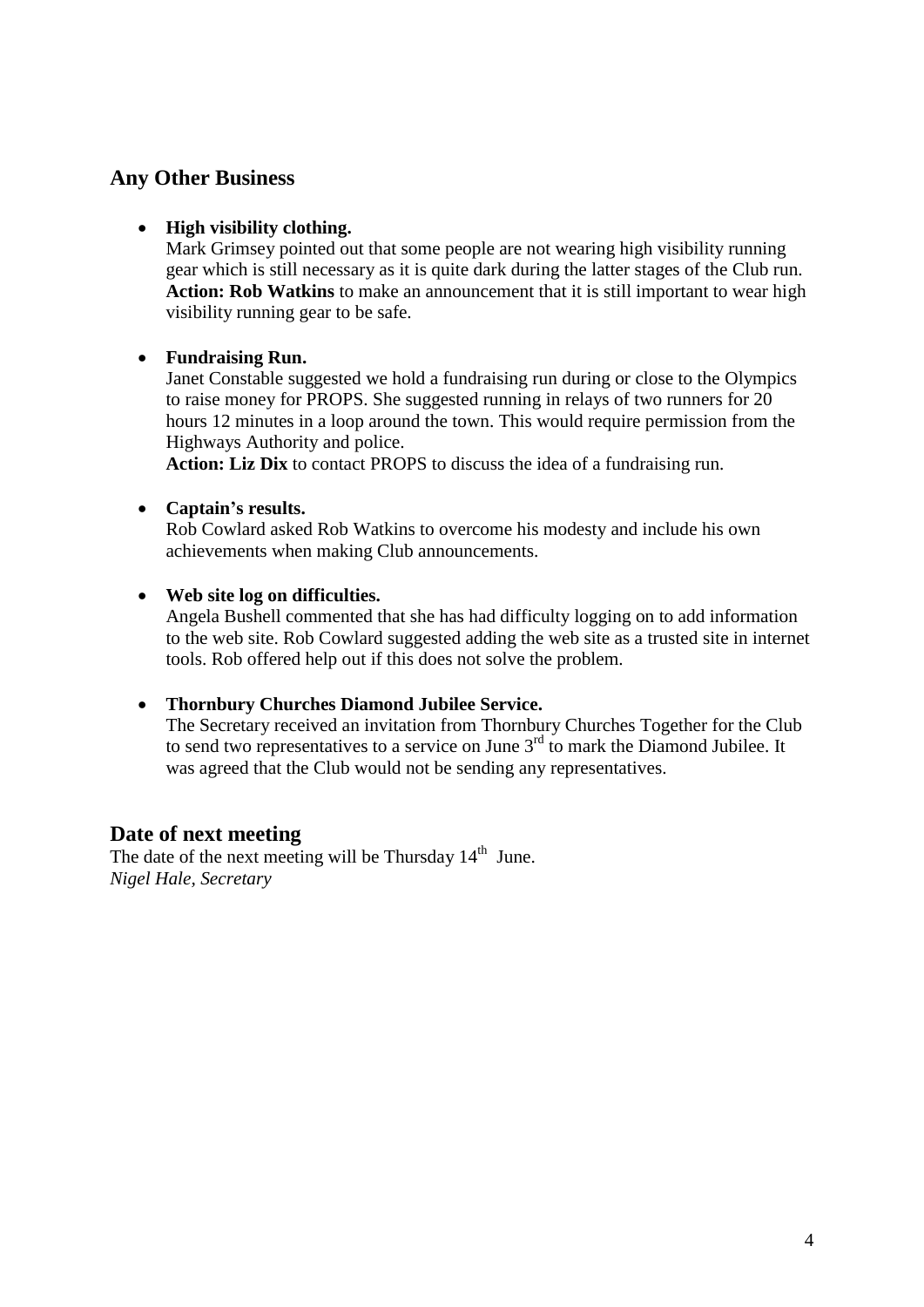## Any Other Business

- **High visibility clothing.**
  Mark Grimsey pointed out that some people are not wearing high visibility running gear which is still necessary as it is quite dark during the latter stages of the Club run.
  **Action: Rob Watkins** to make an announcement that it is still important to wear high visibility running gear to be safe.

- **Fundraising Run.**
  Janet Constable suggested we hold a fundraising run during or close to the Olympics to raise money for PROPS. She suggested running in relays of two runners for 20 hours 12 minutes in a loop around the town. This would require permission from the Highways Authority and police.
  **Action: Liz Dix** to contact PROPS to discuss the idea of a fundraising run.

- **Captain's results.**
  Rob Cowlard asked Rob Watkins to overcome his modesty and include his own achievements when making Club announcements.

- **Web site log on difficulties.**
  Angela Bushell commented that she has had difficulty logging on to add information to the web site. Rob Cowlard suggested adding the web site as a trusted site in internet tools. Rob offered help out if this does not solve the problem.

- **Thornbury Churches Diamond Jubilee Service.**
  The Secretary received an invitation from Thornbury Churches Together for the Club to send two representatives to a service on June 3rd to mark the Diamond Jubilee. It was agreed that the Club would not be sending any representatives.

## Date of next meeting

The date of the next meeting will be Thursday 14th June.
*Nigel Hale, Secretary*